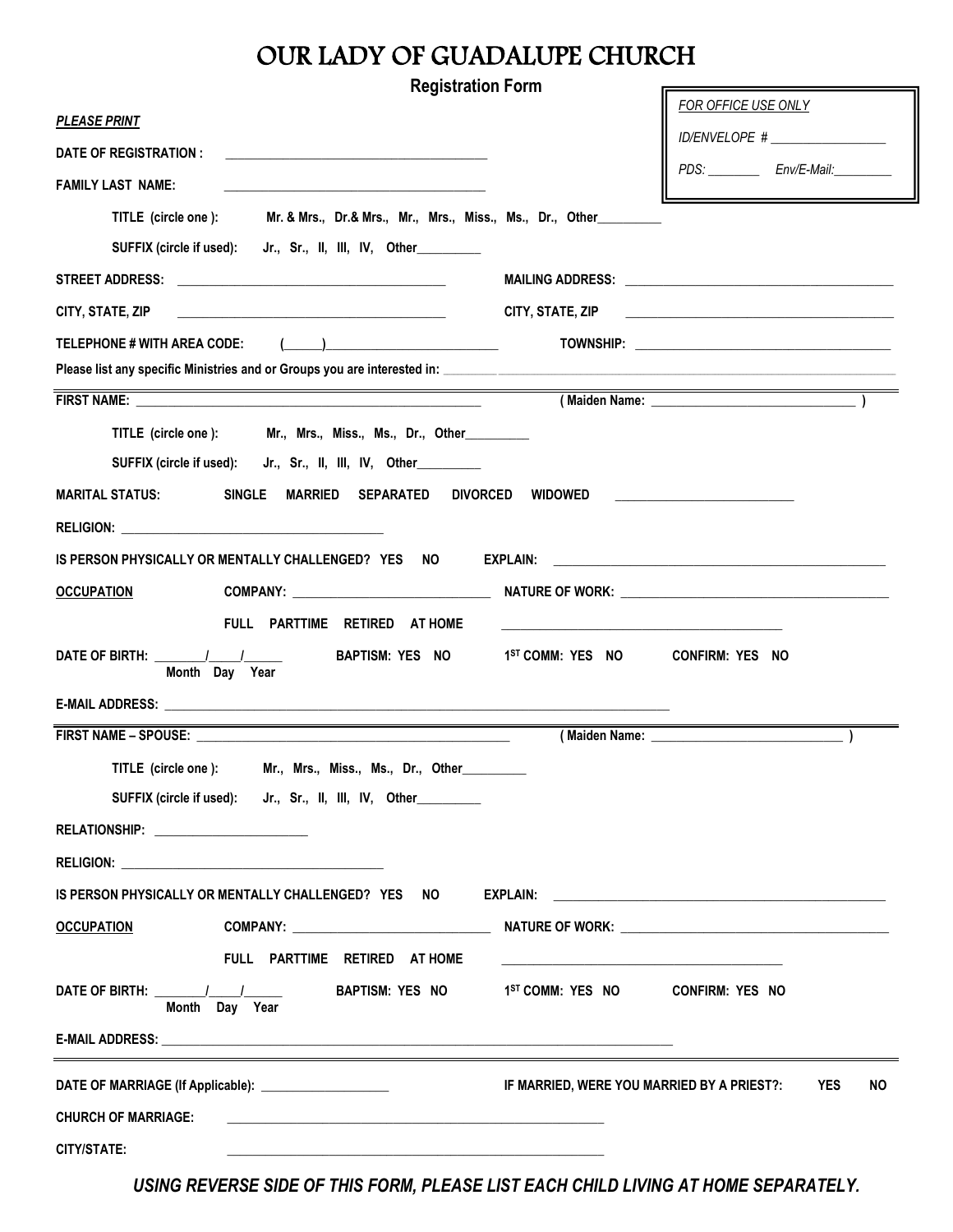# OUR LADY OF GUADALUPE CHURCH

**Registration Form**

> *FOR OFFICE USE ONLY*
>
> *ID/ENVELOPE # __________________*
>
> *PDS: ________ Env/E-Mail:_________*

***PLEASE PRINT***

**DATE OF REGISTRATION :** ________________________________________

**FAMILY LAST NAME:** ________________________________________

**TITLE (circle one ): Mr. & Mrs., Dr.& Mrs., Mr., Mrs., Miss., Ms., Dr., Other__________**

**SUFFIX (circle if used): Jr., Sr., II, III, IV, Other__________**

**STREET ADDRESS:** ________________________________________ **MAILING ADDRESS:** ________________________________________

**CITY, STATE, ZIP** ________________________________________ **CITY, STATE, ZIP** ________________________________________

**TELEPHONE # WITH AREA CODE: (______)__________________________ TOWNSHIP:** ________________________________________

**Please list any specific Ministries and or Groups you are interested in:** ________________________________________

---

**FIRST NAME:** ____________________________________________________ **( Maiden Name:** ______________________________ **)**

**TITLE (circle one ): Mr., Mrs., Miss., Ms., Dr., Other__________**

**SUFFIX (circle if used): Jr., Sr., II, III, IV, Other__________**

**MARITAL STATUS: SINGLE MARRIED SEPARATED DIVORCED WIDOWED** ___________________________

**RELIGION:** ________________________________________

**IS PERSON PHYSICALLY OR MENTALLY CHALLENGED? YES NO EXPLAIN:** ____________________________________________________

**<u>OCCUPATION</u> COMPANY:** ______________________________ **NATURE OF WORK:** ________________________________________

**FULL PARTTIME RETIRED AT HOME** ________________________________________

**DATE OF BIRTH: ________/_____/______ BAPTISM: YES NO 1ST COMM: YES NO CONFIRM: YES NO**
**Month Day Year**

**E-MAIL ADDRESS:** ________________________________________________________________________________

---

**FIRST NAME – SPOUSE:** ________________________________________________ **( Maiden Name:** ______________________________ **)**

**TITLE (circle one ): Mr., Mrs., Miss., Ms., Dr., Other__________**

**SUFFIX (circle if used): Jr., Sr., II, III, IV, Other__________**

**RELATIONSHIP:** ________________________

**RELIGION:** ________________________________________

**IS PERSON PHYSICALLY OR MENTALLY CHALLENGED? YES NO EXPLAIN:** ____________________________________________________

**<u>OCCUPATION</u> COMPANY:** ______________________________ **NATURE OF WORK:** ________________________________________

**FULL PARTTIME RETIRED AT HOME** ________________________________________

**DATE OF BIRTH: ________/_____/______ BAPTISM: YES NO 1ST COMM: YES NO CONFIRM: YES NO**
**Month Day Year**

**E-MAIL ADDRESS:** ________________________________________________________________________________

---

**DATE OF MARRIAGE (If Applicable):** ____________________ **IF MARRIED, WERE YOU MARRIED BY A PRIEST?: YES NO**

**CHURCH OF MARRIAGE:** ____________________________________________________________

**CITY/STATE:** ____________________________________________________________

***USING REVERSE SIDE OF THIS FORM, PLEASE LIST EACH CHILD LIVING AT HOME SEPARATELY.***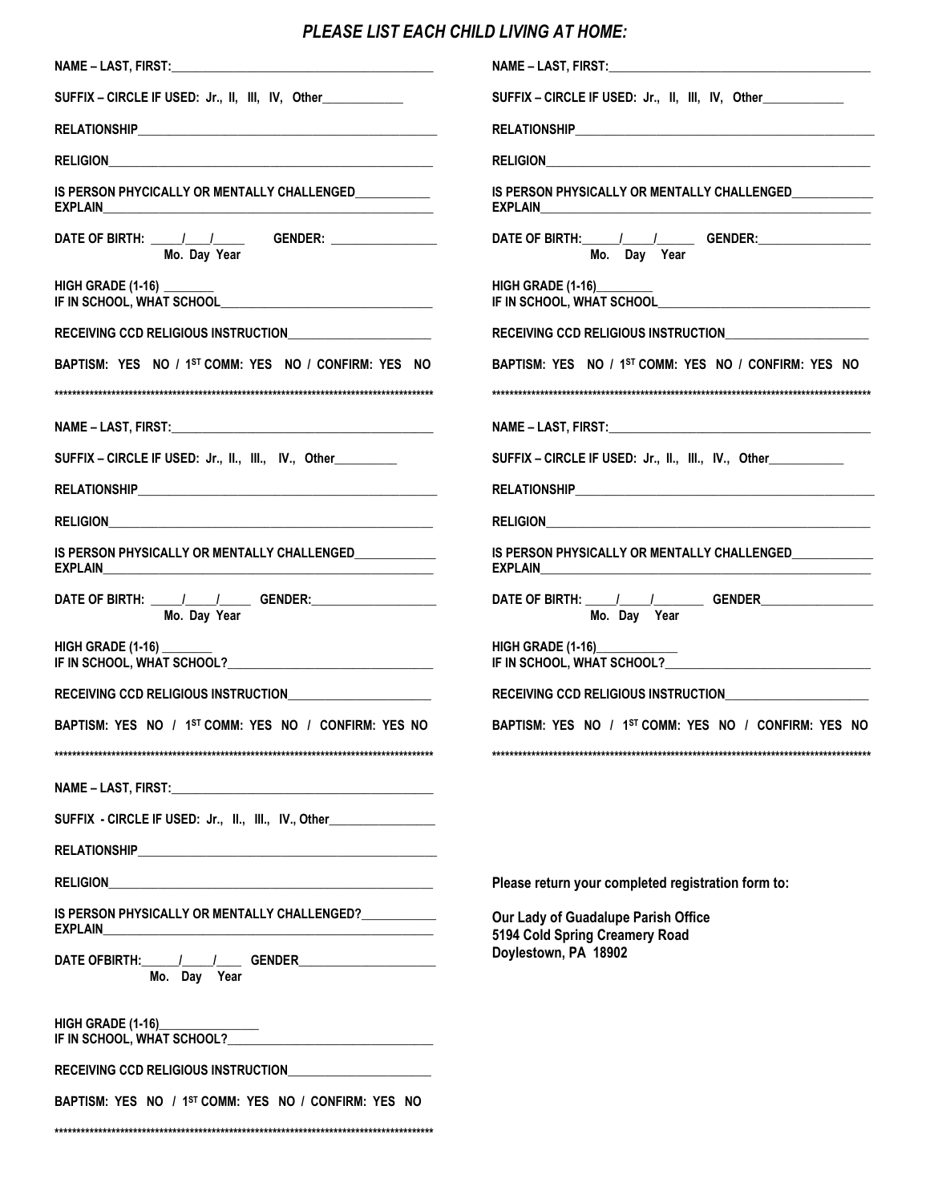## *PLEASE LIST EACH CHILD LIVING AT HOME:*

**NAME – LAST, FIRST:**\_\_\_\_\_\_\_\_\_\_\_\_\_\_\_\_\_\_\_\_\_\_\_\_\_\_\_\_\_\_\_\_\_\_\_\_\_\_\_\_\_\_

**SUFFIX – CIRCLE IF USED: Jr., II, III, IV, Other**\_\_\_\_\_\_\_\_\_\_\_\_\_

**RELATIONSHIP**\_\_\_\_\_\_\_\_\_\_\_\_\_\_\_\_\_\_\_\_\_\_\_\_\_\_\_\_\_\_\_\_\_\_\_\_\_\_\_\_\_\_\_\_\_\_\_\_

**RELIGION**\_\_\_\_\_\_\_\_\_\_\_\_\_\_\_\_\_\_\_\_\_\_\_\_\_\_\_\_\_\_\_\_\_\_\_\_\_\_\_\_\_\_\_\_\_\_\_\_\_\_\_\_

**IS PERSON PHYCICALLY OR MENTALLY CHALLENGED**\_\_\_\_\_\_\_\_\_\_\_\_
**EXPLAIN**\_\_\_\_\_\_\_\_\_\_\_\_\_\_\_\_\_\_\_\_\_\_\_\_\_\_\_\_\_\_\_\_\_\_\_\_\_\_\_\_\_\_\_\_\_\_\_\_\_\_\_\_\_

**DATE OF BIRTH: \_\_\_\_\_/\_\_\_\_/\_\_\_\_\_ GENDER:** \_\_\_\_\_\_\_\_\_\_\_\_\_\_\_\_\_
**Mo. Day Year**

**HIGH GRADE (1-16)** \_\_\_\_\_\_\_\_
**IF IN SCHOOL, WHAT SCHOOL**\_\_\_\_\_\_\_\_\_\_\_\_\_\_\_\_\_\_\_\_\_\_\_\_\_\_\_\_\_\_\_\_\_\_

**RECEIVING CCD RELIGIOUS INSTRUCTION**\_\_\_\_\_\_\_\_\_\_\_\_\_\_\_\_\_\_\_\_\_\_\_

**BAPTISM: YES NO / 1ST COMM: YES NO / CONFIRM: YES NO**

\*\*\*\*\*\*\*\*\*\*\*\*\*\*\*\*\*\*\*\*\*\*\*\*\*\*\*\*\*\*\*\*\*\*\*\*\*\*\*\*\*\*\*\*\*\*\*\*\*\*\*\*\*\*\*\*\*\*\*\*\*\*\*\*\*\*\*\*\*\*\*\*\*\*\*\*\*\*\*\*\*\*\*\*\*\*

**NAME – LAST, FIRST:**\_\_\_\_\_\_\_\_\_\_\_\_\_\_\_\_\_\_\_\_\_\_\_\_\_\_\_\_\_\_\_\_\_\_\_\_\_\_\_\_\_\_

**SUFFIX – CIRCLE IF USED: Jr., II., III., IV., Other**\_\_\_\_\_\_\_\_\_\_

**RELATIONSHIP**\_\_\_\_\_\_\_\_\_\_\_\_\_\_\_\_\_\_\_\_\_\_\_\_\_\_\_\_\_\_\_\_\_\_\_\_\_\_\_\_\_\_\_\_\_\_\_\_

**RELIGION**\_\_\_\_\_\_\_\_\_\_\_\_\_\_\_\_\_\_\_\_\_\_\_\_\_\_\_\_\_\_\_\_\_\_\_\_\_\_\_\_\_\_\_\_\_\_\_\_\_\_\_\_

**IS PERSON PHYSICALLY OR MENTALLY CHALLENGED**\_\_\_\_\_\_\_\_\_\_\_\_\_
**EXPLAIN**\_\_\_\_\_\_\_\_\_\_\_\_\_\_\_\_\_\_\_\_\_\_\_\_\_\_\_\_\_\_\_\_\_\_\_\_\_\_\_\_\_\_\_\_\_\_\_\_\_\_\_\_\_

**DATE OF BIRTH: \_\_\_\_\_/\_\_\_\_\_/\_\_\_\_\_ GENDER:**\_\_\_\_\_\_\_\_\_\_\_\_\_\_\_\_\_\_\_\_
**Mo. Day Year**

**HIGH GRADE (1-16)** \_\_\_\_\_\_\_\_
**IF IN SCHOOL, WHAT SCHOOL?**\_\_\_\_\_\_\_\_\_\_\_\_\_\_\_\_\_\_\_\_\_\_\_\_\_\_\_\_\_\_\_\_\_\_

**RECEIVING CCD RELIGIOUS INSTRUCTION**\_\_\_\_\_\_\_\_\_\_\_\_\_\_\_\_\_\_\_\_\_\_\_

**BAPTISM: YES NO / 1ST COMM: YES NO / CONFIRM: YES NO**

\*\*\*\*\*\*\*\*\*\*\*\*\*\*\*\*\*\*\*\*\*\*\*\*\*\*\*\*\*\*\*\*\*\*\*\*\*\*\*\*\*\*\*\*\*\*\*\*\*\*\*\*\*\*\*\*\*\*\*\*\*\*\*\*\*\*\*\*\*\*\*\*\*\*\*\*\*\*\*\*\*\*\*\*\*\*

**NAME – LAST, FIRST:**\_\_\_\_\_\_\_\_\_\_\_\_\_\_\_\_\_\_\_\_\_\_\_\_\_\_\_\_\_\_\_\_\_\_\_\_\_\_\_\_\_\_

**SUFFIX - CIRCLE IF USED: Jr., II., III., IV., Other**\_\_\_\_\_\_\_\_\_\_\_\_\_\_\_\_\_

**RELATIONSHIP**\_\_\_\_\_\_\_\_\_\_\_\_\_\_\_\_\_\_\_\_\_\_\_\_\_\_\_\_\_\_\_\_\_\_\_\_\_\_\_\_\_\_\_\_\_\_\_\_

**RELIGION**\_\_\_\_\_\_\_\_\_\_\_\_\_\_\_\_\_\_\_\_\_\_\_\_\_\_\_\_\_\_\_\_\_\_\_\_\_\_\_\_\_\_\_\_\_\_\_\_\_\_\_\_

**IS PERSON PHYSICALLY OR MENTALLY CHALLENGED?**\_\_\_\_\_\_\_\_\_\_\_\_
**EXPLAIN**\_\_\_\_\_\_\_\_\_\_\_\_\_\_\_\_\_\_\_\_\_\_\_\_\_\_\_\_\_\_\_\_\_\_\_\_\_\_\_\_\_\_\_\_\_\_\_\_\_\_\_\_\_

**DATE OFBIRTH:\_\_\_\_\_\_/\_\_\_\_\_/\_\_\_\_ GENDER**\_\_\_\_\_\_\_\_\_\_\_\_\_\_\_\_\_\_\_\_\_\_
**Mo. Day Year**

**HIGH GRADE (1-16)**\_\_\_\_\_\_\_\_\_\_\_\_\_\_\_\_
**IF IN SCHOOL, WHAT SCHOOL?**\_\_\_\_\_\_\_\_\_\_\_\_\_\_\_\_\_\_\_\_\_\_\_\_\_\_\_\_\_\_\_\_\_\_

**RECEIVING CCD RELIGIOUS INSTRUCTION**\_\_\_\_\_\_\_\_\_\_\_\_\_\_\_\_\_\_\_\_\_\_\_

**BAPTISM: YES NO / 1ST COMM: YES NO / CONFIRM: YES NO**

\*\*\*\*\*\*\*\*\*\*\*\*\*\*\*\*\*\*\*\*\*\*\*\*\*\*\*\*\*\*\*\*\*\*\*\*\*\*\*\*\*\*\*\*\*\*\*\*\*\*\*\*\*\*\*\*\*\*\*\*\*\*\*\*\*\*\*\*\*\*\*\*\*\*\*\*\*\*\*\*\*\*\*\*\*\*

**NAME – LAST, FIRST:**\_\_\_\_\_\_\_\_\_\_\_\_\_\_\_\_\_\_\_\_\_\_\_\_\_\_\_\_\_\_\_\_\_\_\_\_\_\_\_\_\_\_

**SUFFIX – CIRCLE IF USED: Jr., II, III, IV, Other**\_\_\_\_\_\_\_\_\_\_\_\_\_

**RELATIONSHIP**\_\_\_\_\_\_\_\_\_\_\_\_\_\_\_\_\_\_\_\_\_\_\_\_\_\_\_\_\_\_\_\_\_\_\_\_\_\_\_\_\_\_\_\_\_\_\_\_

**RELIGION**\_\_\_\_\_\_\_\_\_\_\_\_\_\_\_\_\_\_\_\_\_\_\_\_\_\_\_\_\_\_\_\_\_\_\_\_\_\_\_\_\_\_\_\_\_\_\_\_\_\_\_\_

**IS PERSON PHYSICALLY OR MENTALLY CHALLENGED**\_\_\_\_\_\_\_\_\_\_\_\_\_
**EXPLAIN**\_\_\_\_\_\_\_\_\_\_\_\_\_\_\_\_\_\_\_\_\_\_\_\_\_\_\_\_\_\_\_\_\_\_\_\_\_\_\_\_\_\_\_\_\_\_\_\_\_\_\_\_\_

**DATE OF BIRTH:\_\_\_\_\_/\_\_\_\_\_/\_\_\_\_\_\_ GENDER:**\_\_\_\_\_\_\_\_\_\_\_\_\_\_\_\_\_\_
**Mo. Day Year**

**HIGH GRADE (1-16)**\_\_\_\_\_\_\_\_\_
**IF IN SCHOOL, WHAT SCHOOL**\_\_\_\_\_\_\_\_\_\_\_\_\_\_\_\_\_\_\_\_\_\_\_\_\_\_\_\_\_\_\_\_\_\_

**RECEIVING CCD RELIGIOUS INSTRUCTION**\_\_\_\_\_\_\_\_\_\_\_\_\_\_\_\_\_\_\_\_\_\_\_

**BAPTISM: YES NO / 1ST COMM: YES NO / CONFIRM: YES NO**

\*\*\*\*\*\*\*\*\*\*\*\*\*\*\*\*\*\*\*\*\*\*\*\*\*\*\*\*\*\*\*\*\*\*\*\*\*\*\*\*\*\*\*\*\*\*\*\*\*\*\*\*\*\*\*\*\*\*\*\*\*\*\*\*\*\*\*\*\*\*\*\*\*\*\*\*\*\*\*\*\*\*\*\*\*\*

**NAME – LAST, FIRST:**\_\_\_\_\_\_\_\_\_\_\_\_\_\_\_\_\_\_\_\_\_\_\_\_\_\_\_\_\_\_\_\_\_\_\_\_\_\_\_\_\_\_

**SUFFIX – CIRCLE IF USED: Jr., II., III., IV., Other**\_\_\_\_\_\_\_\_\_\_\_\_

**RELATIONSHIP**\_\_\_\_\_\_\_\_\_\_\_\_\_\_\_\_\_\_\_\_\_\_\_\_\_\_\_\_\_\_\_\_\_\_\_\_\_\_\_\_\_\_\_\_\_\_\_\_

**RELIGION**\_\_\_\_\_\_\_\_\_\_\_\_\_\_\_\_\_\_\_\_\_\_\_\_\_\_\_\_\_\_\_\_\_\_\_\_\_\_\_\_\_\_\_\_\_\_\_\_\_\_\_\_

**IS PERSON PHYSICALLY OR MENTALLY CHALLENGED**\_\_\_\_\_\_\_\_\_\_\_\_\_
**EXPLAIN**\_\_\_\_\_\_\_\_\_\_\_\_\_\_\_\_\_\_\_\_\_\_\_\_\_\_\_\_\_\_\_\_\_\_\_\_\_\_\_\_\_\_\_\_\_\_\_\_\_\_\_\_\_

**DATE OF BIRTH: \_\_\_\_\_/\_\_\_\_\_/\_\_\_\_\_\_\_\_ GENDER**\_\_\_\_\_\_\_\_\_\_\_\_\_\_\_\_\_\_
**Mo. Day Year**

**HIGH GRADE (1-16)**\_\_\_\_\_\_\_\_\_\_\_\_\_
**IF IN SCHOOL, WHAT SCHOOL?**\_\_\_\_\_\_\_\_\_\_\_\_\_\_\_\_\_\_\_\_\_\_\_\_\_\_\_\_\_\_\_\_\_\_

**RECEIVING CCD RELIGIOUS INSTRUCTION**\_\_\_\_\_\_\_\_\_\_\_\_\_\_\_\_\_\_\_\_\_\_\_

**BAPTISM: YES NO / 1ST COMM: YES NO / CONFIRM: YES NO**

\*\*\*\*\*\*\*\*\*\*\*\*\*\*\*\*\*\*\*\*\*\*\*\*\*\*\*\*\*\*\*\*\*\*\*\*\*\*\*\*\*\*\*\*\*\*\*\*\*\*\*\*\*\*\*\*\*\*\*\*\*\*\*\*\*\*\*\*\*\*\*\*\*\*\*\*\*\*\*\*\*\*\*\*\*\*

**Please return your completed registration form to:**

**Our Lady of Guadalupe Parish Office**
**5194 Cold Spring Creamery Road**
**Doylestown, PA 18902**